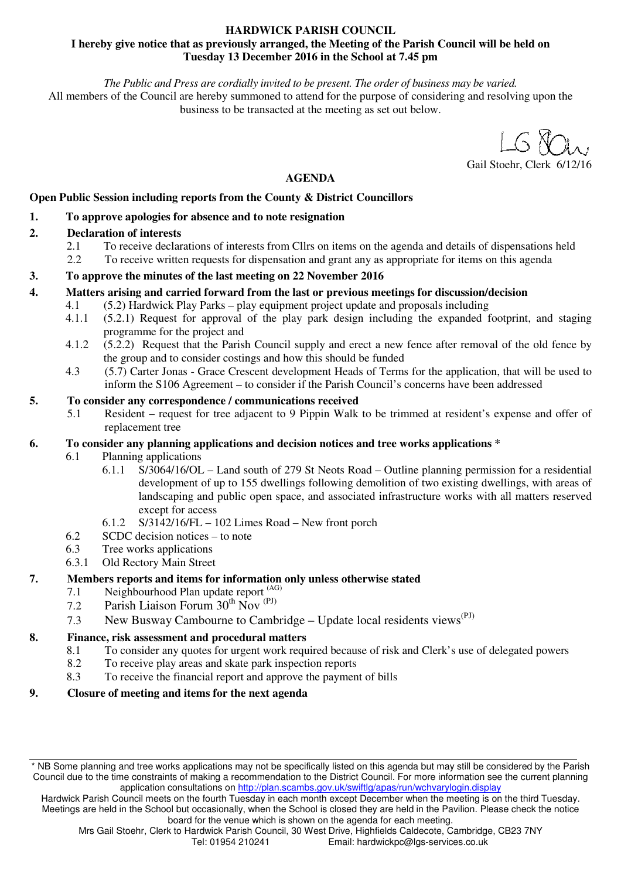**HARDWICK PARISH COUNCIL**

**I hereby give notice that as previously arranged, the Meeting of the Parish Council will be held on Tuesday 13 December 2016 in the School at 7.45 pm**

*The Public and Press are cordially invited to be present. The order of business may be varied.*

All members of the Council are hereby summoned to attend for the purpose of considering and resolving upon the business to be transacted at the meeting as set out below.

Gail Stoehr, Clerk 6/12/16

## AGENDA

**Open Public Session including reports from the County & District Councillors**

**1. To approve apologies for absence and to note resignation**

**2. Declaration of interests**

- 2.1 To receive declarations of interests from Cllrs on items on the agenda and details of dispensations held
- 2.2 To receive written requests for dispensation and grant any as appropriate for items on this agenda

**3. To approve the minutes of the last meeting on 22 November 2016**

**4. Matters arising and carried forward from the last or previous meetings for discussion/decision**

- 4.1 (5.2) Hardwick Play Parks – play equipment project update and proposals including
- 4.1.1 (5.2.1) Request for approval of the play park design including the expanded footprint, and staging programme for the project and
- 4.1.2 (5.2.2) Request that the Parish Council supply and erect a new fence after removal of the old fence by the group and to consider costings and how this should be funded
- 4.3 (5.7) Carter Jonas - Grace Crescent development Heads of Terms for the application, that will be used to inform the S106 Agreement – to consider if the Parish Council's concerns have been addressed

**5. To consider any correspondence / communications received**

- 5.1 Resident – request for tree adjacent to 9 Pippin Walk to be trimmed at resident's expense and offer of replacement tree

**6. To consider any planning applications and decision notices and tree works applications ***

- 6.1 Planning applications
  - 6.1.1 S/3064/16/OL – Land south of 279 St Neots Road – Outline planning permission for a residential development of up to 155 dwellings following demolition of two existing dwellings, with areas of landscaping and public open space, and associated infrastructure works with all matters reserved except for access
  - 6.1.2 S/3142/16/FL – 102 Limes Road – New front porch
- 6.2 SCDC decision notices – to note
- 6.3 Tree works applications
- 6.3.1 Old Rectory Main Street

**7. Members reports and items for information only unless otherwise stated**

- 7.1 Neighbourhood Plan update report (AG)
- 7.2 Parish Liaison Forum 30th Nov (PJ)
- 7.3 New Busway Cambourne to Cambridge – Update local residents views (PJ)

**8. Finance, risk assessment and procedural matters**

- 8.1 To consider any quotes for urgent work required because of risk and Clerk's use of delegated powers
- 8.2 To receive play areas and skate park inspection reports
- 8.3 To receive the financial report and approve the payment of bills

**9. Closure of meeting and items for the next agenda**

---

* NB Some planning and tree works applications may not be specifically listed on this agenda but may still be considered by the Parish Council due to the time constraints of making a recommendation to the District Council. For more information see the current planning application consultations on http://plan.scambs.gov.uk/swiftlg/apas/run/wchvarylogin.display

Hardwick Parish Council meets on the fourth Tuesday in each month except December when the meeting is on the third Tuesday. Meetings are held in the School but occasionally, when the School is closed they are held in the Pavilion. Please check the notice board for the venue which is shown on the agenda for each meeting.

Mrs Gail Stoehr, Clerk to Hardwick Parish Council, 30 West Drive, Highfields Caldecote, Cambridge, CB23 7NY
Tel: 01954 210241 Email: hardwickpc@lgs-services.co.uk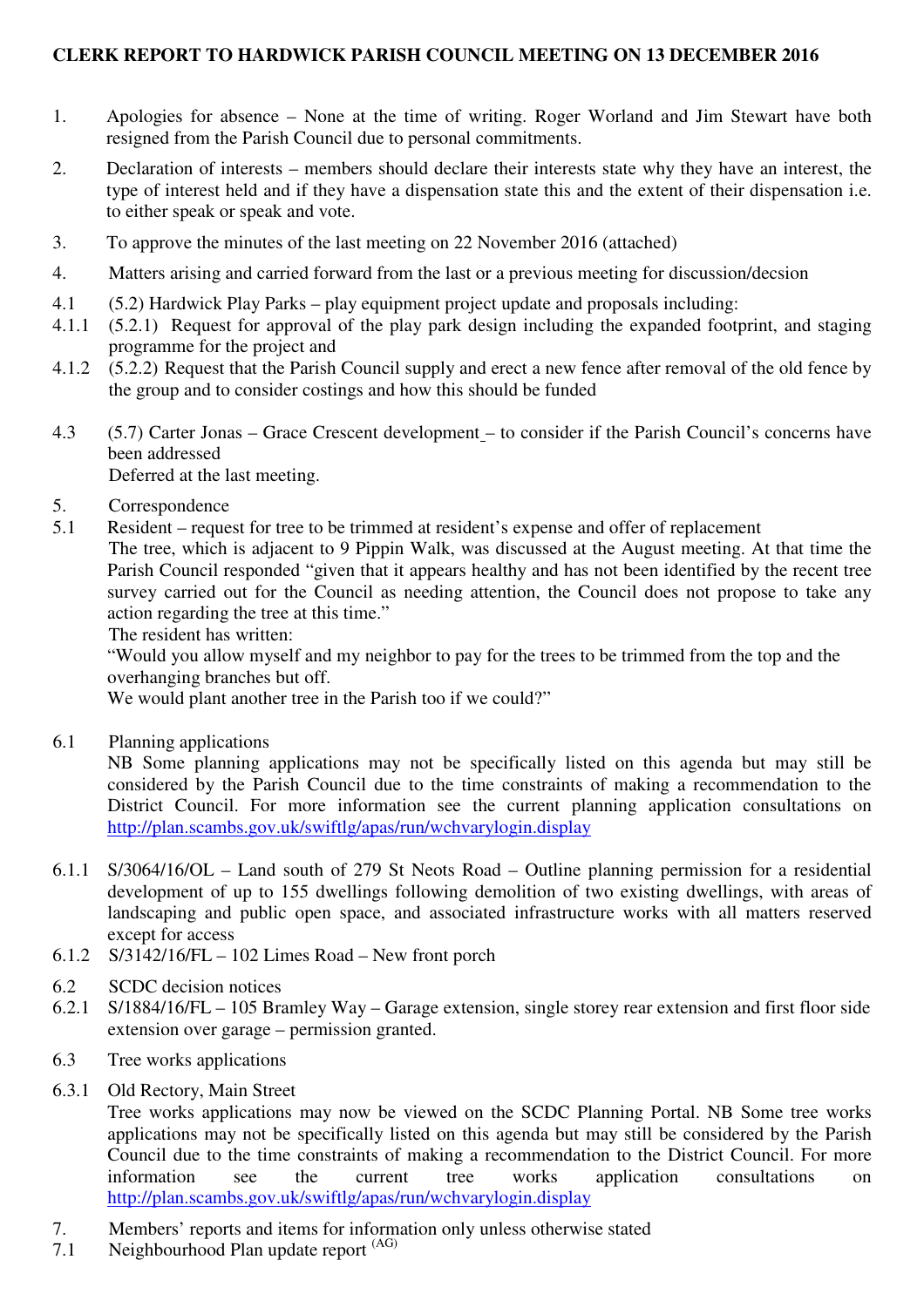**CLERK REPORT TO HARDWICK PARISH COUNCIL MEETING ON 13 DECEMBER 2016**

1. Apologies for absence – None at the time of writing. Roger Worland and Jim Stewart have both resigned from the Parish Council due to personal commitments.

2. Declaration of interests – members should declare their interests state why they have an interest, the type of interest held and if they have a dispensation state this and the extent of their dispensation i.e. to either speak or speak and vote.

3. To approve the minutes of the last meeting on 22 November 2016 (attached)

4. Matters arising and carried forward from the last or a previous meeting for discussion/decsion

4.1 (5.2) Hardwick Play Parks – play equipment project update and proposals including:

4.1.1 (5.2.1) Request for approval of the play park design including the expanded footprint, and staging programme for the project and

4.1.2 (5.2.2) Request that the Parish Council supply and erect a new fence after removal of the old fence by the group and to consider costings and how this should be funded

4.3 (5.7) Carter Jonas – Grace Crescent development – to consider if the Parish Council's concerns have been addressed
Deferred at the last meeting.

5. Correspondence

5.1 Resident – request for tree to be trimmed at resident's expense and offer of replacement
The tree, which is adjacent to 9 Pippin Walk, was discussed at the August meeting. At that time the Parish Council responded "given that it appears healthy and has not been identified by the recent tree survey carried out for the Council as needing attention, the Council does not propose to take any action regarding the tree at this time."
The resident has written:
"Would you allow myself and my neighbor to pay for the trees to be trimmed from the top and the overhanging branches but off.
We would plant another tree in the Parish too if we could?"

6.1 Planning applications
NB Some planning applications may not be specifically listed on this agenda but may still be considered by the Parish Council due to the time constraints of making a recommendation to the District Council. For more information see the current planning application consultations on http://plan.scambs.gov.uk/swiftlg/apas/run/wchvarylogin.display

6.1.1 S/3064/16/OL – Land south of 279 St Neots Road – Outline planning permission for a residential development of up to 155 dwellings following demolition of two existing dwellings, with areas of landscaping and public open space, and associated infrastructure works with all matters reserved except for access

6.1.2 S/3142/16/FL – 102 Limes Road – New front porch

6.2 SCDC decision notices

6.2.1 S/1884/16/FL – 105 Bramley Way – Garage extension, single storey rear extension and first floor side extension over garage – permission granted.

6.3 Tree works applications

6.3.1 Old Rectory, Main Street
Tree works applications may now be viewed on the SCDC Planning Portal. NB Some tree works applications may not be specifically listed on this agenda but may still be considered by the Parish Council due to the time constraints of making a recommendation to the District Council. For more information see the current tree works application consultations on http://plan.scambs.gov.uk/swiftlg/apas/run/wchvarylogin.display

7. Members' reports and items for information only unless otherwise stated

7.1 Neighbourhood Plan update report (AG)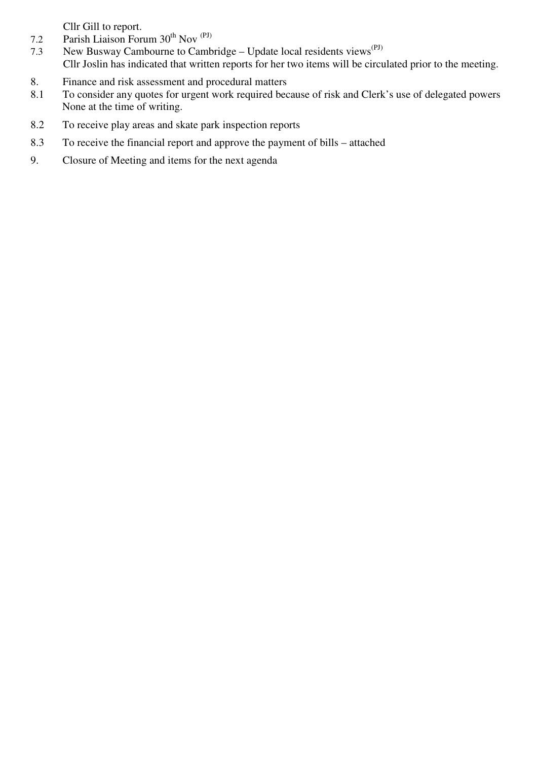Cllr Gill to report.

7.2 Parish Liaison Forum 30th Nov (PJ)

7.3 New Busway Cambourne to Cambridge – Update local residents views(PJ)

Cllr Joslin has indicated that written reports for her two items will be circulated prior to the meeting.

8. Finance and risk assessment and procedural matters

8.1 To consider any quotes for urgent work required because of risk and Clerk's use of delegated powers

None at the time of writing.

8.2 To receive play areas and skate park inspection reports

8.3 To receive the financial report and approve the payment of bills – attached

9. Closure of Meeting and items for the next agenda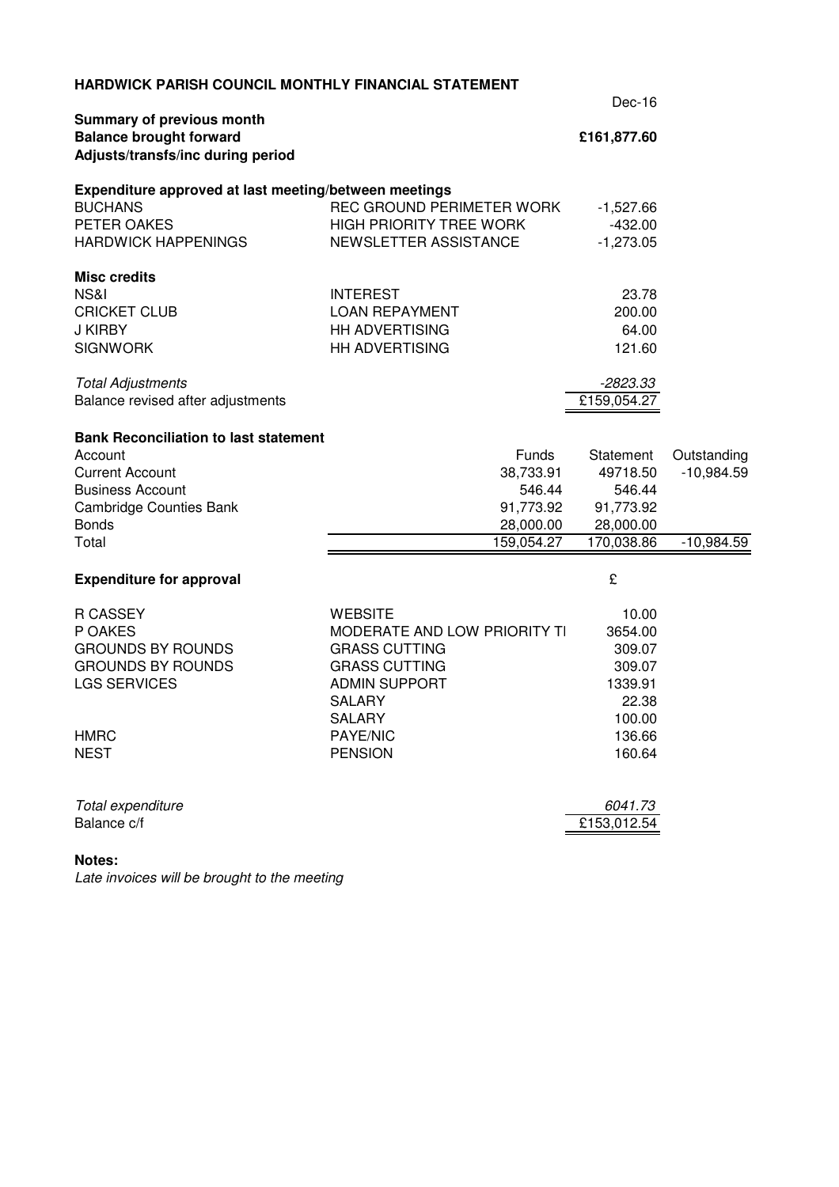**HARDWICK PARISH COUNCIL MONTHLY FINANCIAL STATEMENT**

Dec-16

**Summary of previous month**

| | | |
|---|---|---|
| **Balance brought forward** | | **£161,877.60** |
| **Adjusts/transfs/inc during period** | | |

**Expenditure approved at last meeting/between meetings**

| | | |
|---|---|---|
| BUCHANS | REC GROUND PERIMETER WORK | -1,527.66 |
| PETER OAKES | HIGH PRIORITY TREE WORK | -432.00 |
| HARDWICK HAPPENINGS | NEWSLETTER ASSISTANCE | -1,273.05 |

**Misc credits**

| | | |
|---|---|---|
| NS&I | INTEREST | 23.78 |
| CRICKET CLUB | LOAN REPAYMENT | 200.00 |
| J KIRBY | HH ADVERTISING | 64.00 |
| SIGNWORK | HH ADVERTISING | 121.60 |

| | |
|---|---|
| *Total Adjustments* | *-2823.33* |
| Balance revised after adjustments | £159,054.27 |

**Bank Reconciliation to last statement**

| Account | Funds | Statement | Outstanding |
|---|---|---|---|
| Current Account | 38,733.91 | 49718.50 | -10,984.59 |
| Business Account | 546.44 | 546.44 | |
| Cambridge Counties Bank | 91,773.92 | 91,773.92 | |
| Bonds | 28,000.00 | 28,000.00 | |
| Total | 159,054.27 | 170,038.86 | -10,984.59 |

**Expenditure for approval**

| | | £ |
|---|---|---|
| R CASSEY | WEBSITE | 10.00 |
| P OAKES | MODERATE AND LOW PRIORITY TI | 3654.00 |
| GROUNDS BY ROUNDS | GRASS CUTTING | 309.07 |
| GROUNDS BY ROUNDS | GRASS CUTTING | 309.07 |
| LGS SERVICES | ADMIN SUPPORT | 1339.91 |
| | SALARY | 22.38 |
| | SALARY | 100.00 |
| HMRC | PAYE/NIC | 136.66 |
| NEST | PENSION | 160.64 |

| | |
|---|---|
| *Total expenditure* | *6041.73* |
| Balance c/f | £153,012.54 |

**Notes:**

*Late invoices will be brought to the meeting*